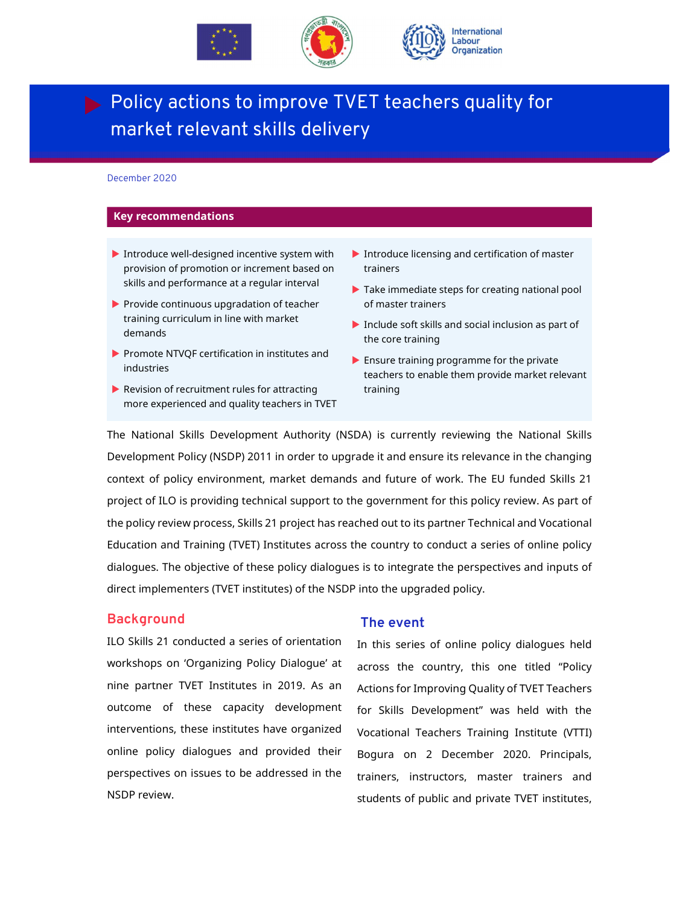# Policy actions to improve TVET teachers quality for market relevant skills delivery

December 2020

## Key recommendations

- Introduce well-designed incentive system with provision of promotion or increment based on skills and performance at a regular interval
- Provide continuous upgradation of teacher training curriculum in line with market demands
- Promote NTVQF certification in institutes and industries
- Revision of recruitment rules for attracting more experienced and quality teachers in TVET
- Introduce licensing and certification of master trainers
- Take immediate steps for creating national pool of master trainers
- Include soft skills and social inclusion as part of the core training
- Ensure training programme for the private teachers to enable them provide market relevant training

The National Skills Development Authority (NSDA) is currently reviewing the National Skills Development Policy (NSDP) 2011 in order to upgrade it and ensure its relevance in the changing context of policy environment, market demands and future of work. The EU funded Skills 21 project of ILO is providing technical support to the government for this policy review. As part of the policy review process, Skills 21 project has reached out to its partner Technical and Vocational Education and Training (TVET) Institutes across the country to conduct a series of online policy dialogues. The objective of these policy dialogues is to integrate the perspectives and inputs of direct implementers (TVET institutes) of the NSDP into the upgraded policy.

## Background

ILO Skills 21 conducted a series of orientation workshops on 'Organizing Policy Dialogue' at nine partner TVET Institutes in 2019. As an outcome of these capacity development interventions, these institutes have organized online policy dialogues and provided their perspectives on issues to be addressed in the NSDP review.

## The event

In this series of online policy dialogues held across the country, this one titled "Policy Actions for Improving Quality of TVET Teachers for Skills Development" was held with the Vocational Teachers Training Institute (VTTI) Bogura on 2 December 2020. Principals, trainers, instructors, master trainers and students of public and private TVET institutes,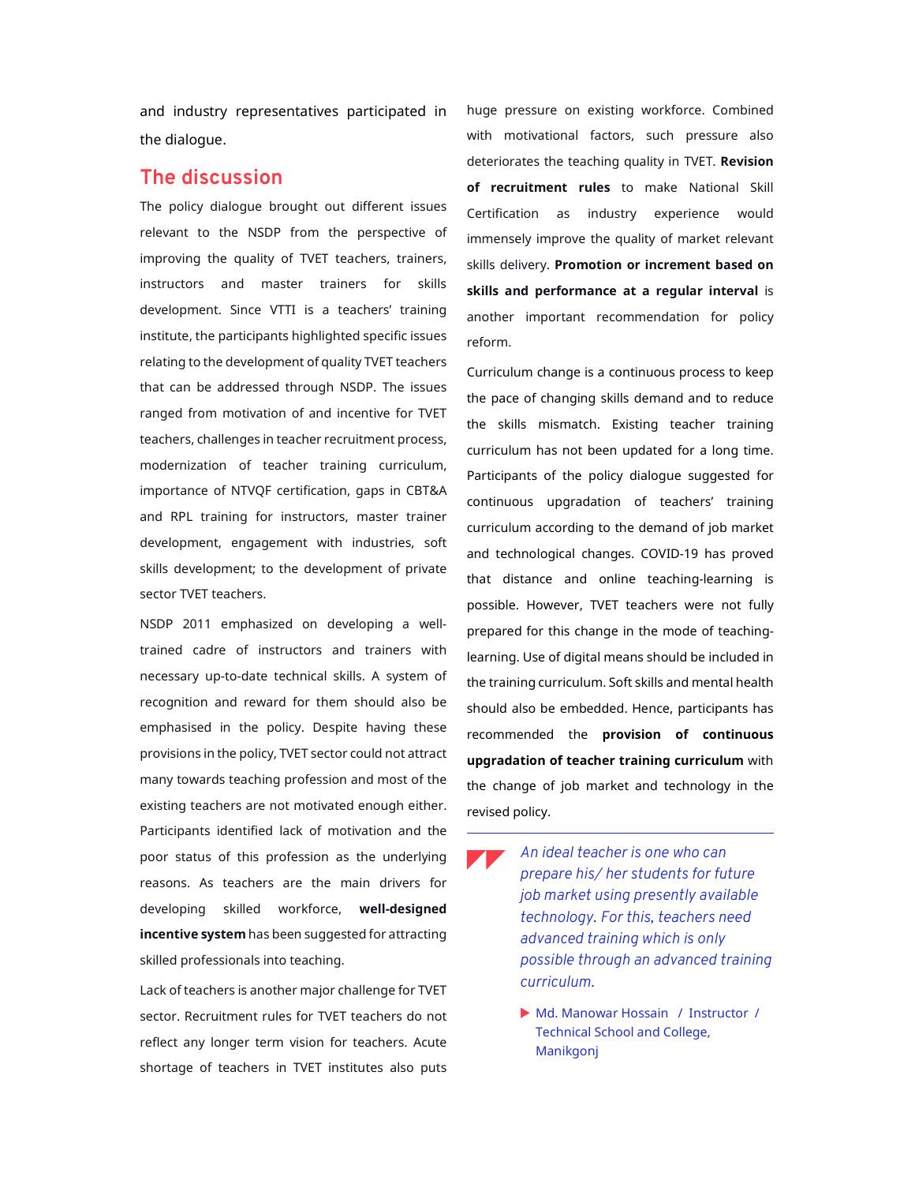and industry representatives participated in the dialogue.

## The discussion

The policy dialogue brought out different issues relevant to the NSDP from the perspective of improving the quality of TVET teachers, trainers, instructors and master trainers for skills development. Since VTTI is a teachers' training institute, the participants highlighted specific issues relating to the development of quality TVET teachers that can be addressed through NSDP. The issues ranged from motivation of and incentive for TVET teachers, challenges in teacher recruitment process, modernization of teacher training curriculum, importance of NTVQF certification, gaps in CBT&A and RPL training for instructors, master trainer development, engagement with industries, soft skills development; to the development of private sector TVET teachers.

NSDP 2011 emphasized on developing a well-trained cadre of instructors and trainers with necessary up-to-date technical skills. A system of recognition and reward for them should also be emphasised in the policy. Despite having these provisions in the policy, TVET sector could not attract many towards teaching profession and most of the existing teachers are not motivated enough either. Participants identified lack of motivation and the poor status of this profession as the underlying reasons. As teachers are the main drivers for developing skilled workforce, **well-designed incentive system** has been suggested for attracting skilled professionals into teaching.

Lack of teachers is another major challenge for TVET sector. Recruitment rules for TVET teachers do not reflect any longer term vision for teachers. Acute shortage of teachers in TVET institutes also puts huge pressure on existing workforce. Combined with motivational factors, such pressure also deteriorates the teaching quality in TVET. **Revision of recruitment rules** to make National Skill Certification as industry experience would immensely improve the quality of market relevant skills delivery. **Promotion or increment based on skills and performance at a regular interval** is another important recommendation for policy reform.

Curriculum change is a continuous process to keep the pace of changing skills demand and to reduce the skills mismatch. Existing teacher training curriculum has not been updated for a long time. Participants of the policy dialogue suggested for continuous upgradation of teachers' training curriculum according to the demand of job market and technological changes. COVID-19 has proved that distance and online teaching-learning is possible. However, TVET teachers were not fully prepared for this change in the mode of teaching-learning. Use of digital means should be included in the training curriculum. Soft skills and mental health should also be embedded. Hence, participants has recommended the **provision of continuous upgradation of teacher training curriculum** with the change of job market and technology in the revised policy.

> *An ideal teacher is one who can prepare his/ her students for future job market using presently available technology. For this, teachers need advanced training which is only possible through an advanced training curriculum.*
>
> ▶ Md. Manowar Hossain / Instructor / Technical School and College, Manikgonj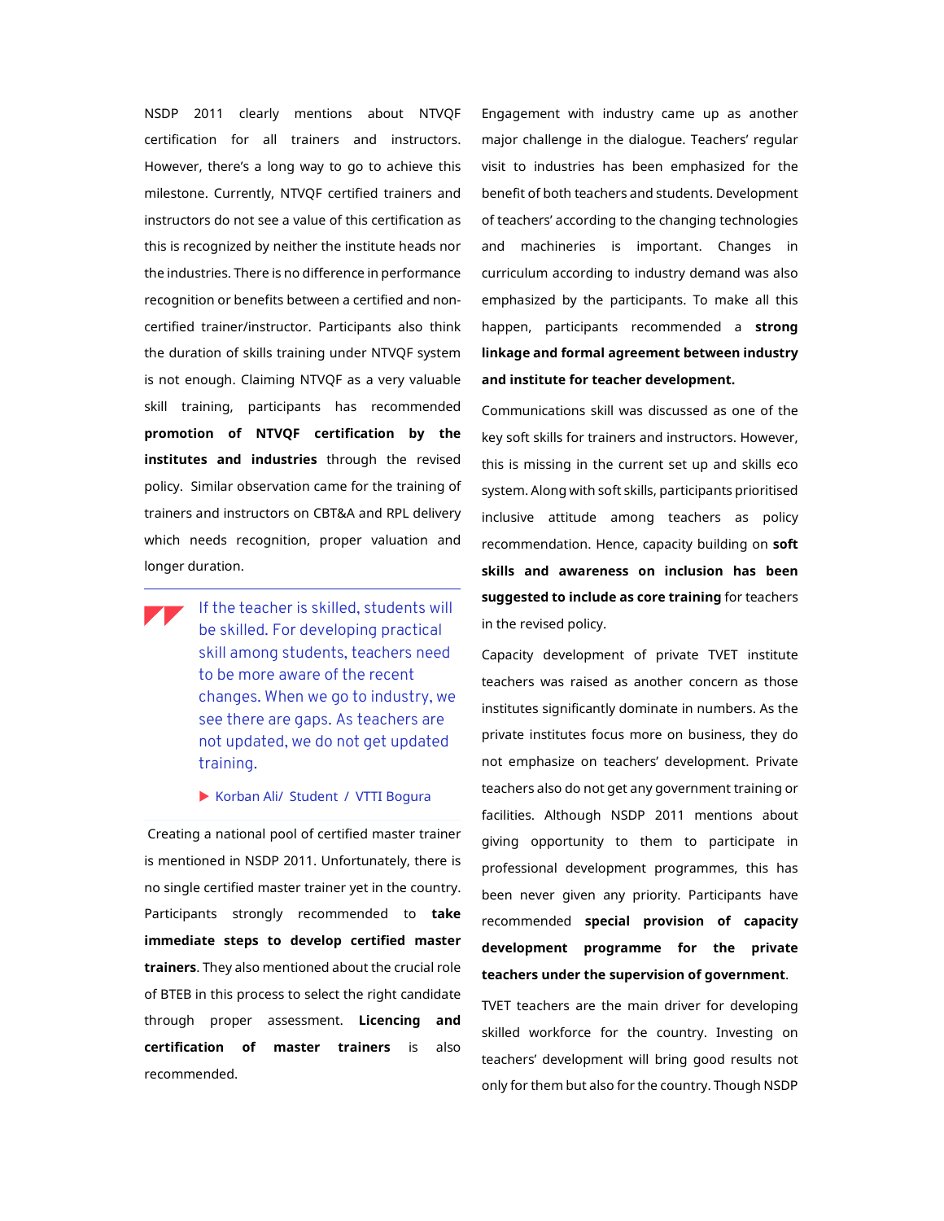NSDP 2011 clearly mentions about NTVQF certification for all trainers and instructors. However, there's a long way to go to achieve this milestone. Currently, NTVQF certified trainers and instructors do not see a value of this certification as this is recognized by neither the institute heads nor the industries. There is no difference in performance recognition or benefits between a certified and non-certified trainer/instructor. Participants also think the duration of skills training under NTVQF system is not enough. Claiming NTVQF as a very valuable skill training, participants has recommended **promotion of NTVQF certification by the institutes and industries** through the revised policy. Similar observation came for the training of trainers and instructors on CBT&A and RPL delivery which needs recognition, proper valuation and longer duration.

> If the teacher is skilled, students will be skilled. For developing practical skill among students, teachers need to be more aware of the recent changes. When we go to industry, we see there are gaps. As teachers are not updated, we do not get updated training.
>
> ▶ Korban Ali/ Student / VTTI Bogura

Creating a national pool of certified master trainer is mentioned in NSDP 2011. Unfortunately, there is no single certified master trainer yet in the country. Participants strongly recommended to **take immediate steps to develop certified master trainers**. They also mentioned about the crucial role of BTEB in this process to select the right candidate through proper assessment. **Licencing and certification of master trainers** is also recommended.

Engagement with industry came up as another major challenge in the dialogue. Teachers' regular visit to industries has been emphasized for the benefit of both teachers and students. Development of teachers' according to the changing technologies and machineries is important. Changes in curriculum according to industry demand was also emphasized by the participants. To make all this happen, participants recommended a **strong linkage and formal agreement between industry and institute for teacher development.**

Communications skill was discussed as one of the key soft skills for trainers and instructors. However, this is missing in the current set up and skills eco system. Along with soft skills, participants prioritised inclusive attitude among teachers as policy recommendation. Hence, capacity building on **soft skills and awareness on inclusion has been suggested to include as core training** for teachers in the revised policy.

Capacity development of private TVET institute teachers was raised as another concern as those institutes significantly dominate in numbers. As the private institutes focus more on business, they do not emphasize on teachers' development. Private teachers also do not get any government training or facilities. Although NSDP 2011 mentions about giving opportunity to them to participate in professional development programmes, this has been never given any priority. Participants have recommended **special provision of capacity development programme for the private teachers under the supervision of government**.

TVET teachers are the main driver for developing skilled workforce for the country. Investing on teachers' development will bring good results not only for them but also for the country. Though NSDP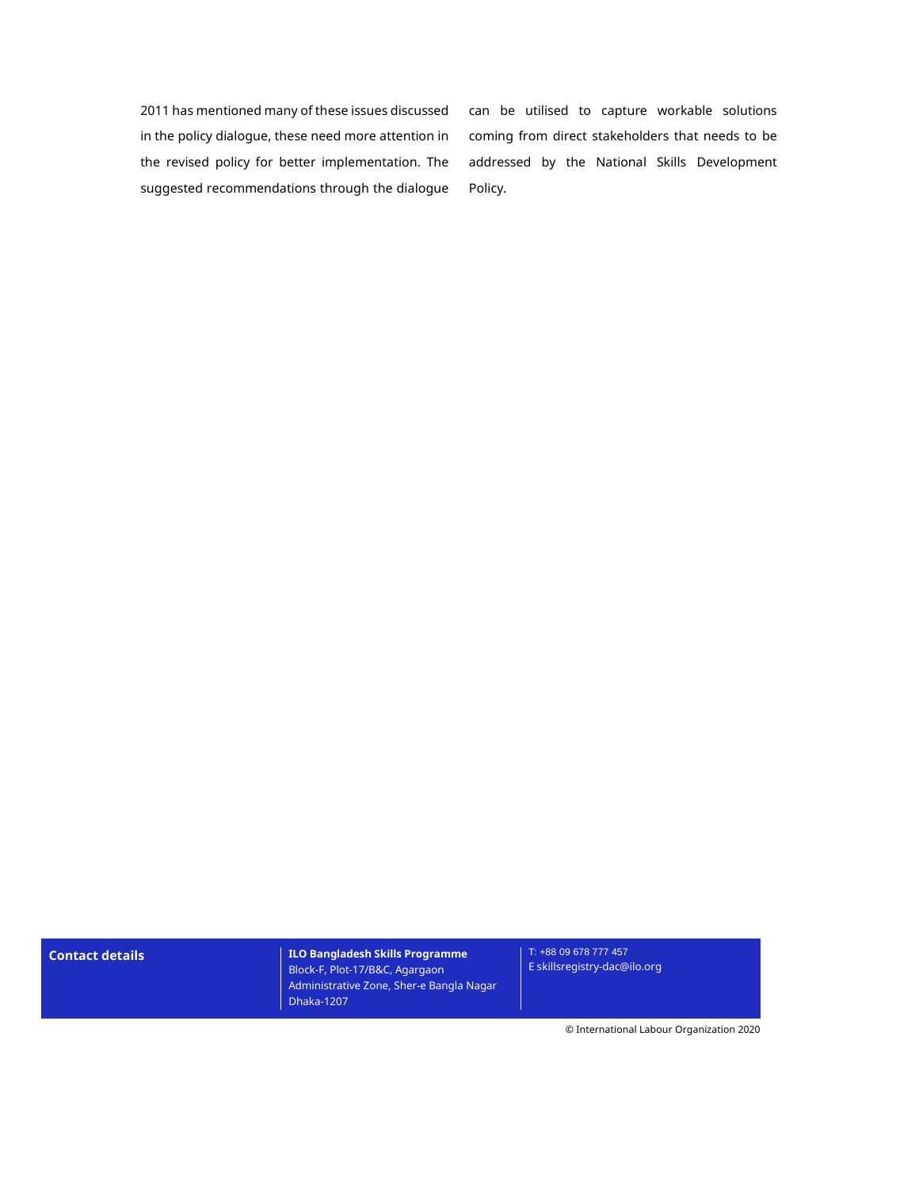2011 has mentioned many of these issues discussed in the policy dialogue, these need more attention in the revised policy for better implementation. The suggested recommendations through the dialogue can be utilised to capture workable solutions coming from direct stakeholders that needs to be addressed by the National Skills Development Policy.

**Contact details**

**ILO Bangladesh Skills Programme**
Block-F, Plot-17/B&C, Agargaon
Administrative Zone, Sher-e Bangla Nagar
Dhaka-1207

T: +88 09 678 777 457
E skillsregistry-dac@ilo.org

© International Labour Organization 2020